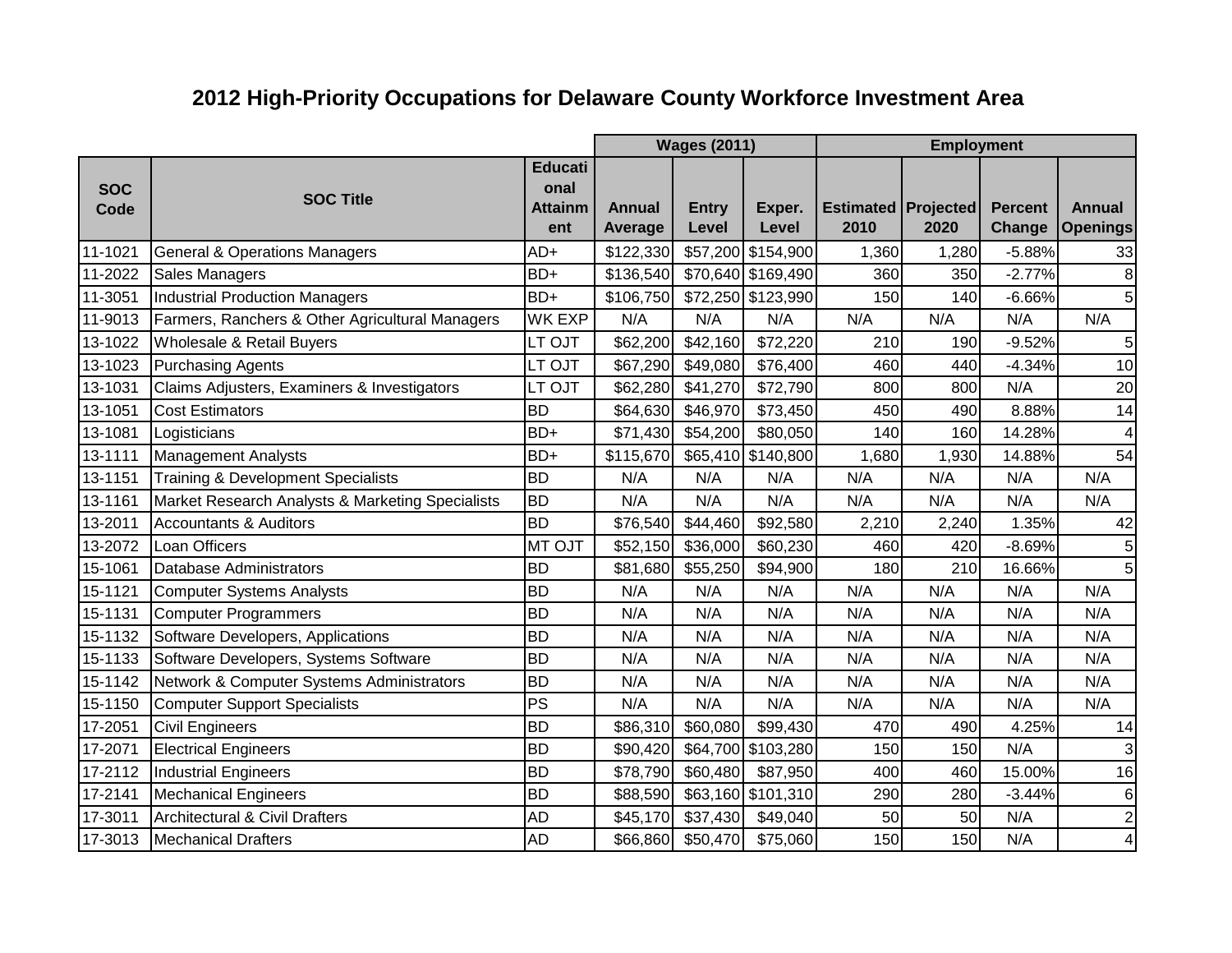# 2012 High-Priority Occupations for Delaware County Workforce Investment Area

| | | | Wages (2011) | | | Employment | | | |
|---|---|---|---|---|---|---|---|---|---|
| SOC Code | SOC Title | Educational Attainment | Annual Average | Entry Level | Exper. Level | Estimated 2010 | Projected 2020 | Percent Change | Annual Openings |
| 11-1021 | General & Operations Managers | AD+ | $122,330 | $57,200 | $154,900 | 1,360 | 1,280 | -5.88% | 33 |
| 11-2022 | Sales Managers | BD+ | $136,540 | $70,640 | $169,490 | 360 | 350 | -2.77% | 8 |
| 11-3051 | Industrial Production Managers | BD+ | $106,750 | $72,250 | $123,990 | 150 | 140 | -6.66% | 5 |
| 11-9013 | Farmers, Ranchers & Other Agricultural Managers | WK EXP | N/A | N/A | N/A | N/A | N/A | N/A | N/A |
| 13-1022 | Wholesale & Retail Buyers | LT OJT | $62,200 | $42,160 | $72,220 | 210 | 190 | -9.52% | 5 |
| 13-1023 | Purchasing Agents | LT OJT | $67,290 | $49,080 | $76,400 | 460 | 440 | -4.34% | 10 |
| 13-1031 | Claims Adjusters, Examiners & Investigators | LT OJT | $62,280 | $41,270 | $72,790 | 800 | 800 | N/A | 20 |
| 13-1051 | Cost Estimators | BD | $64,630 | $46,970 | $73,450 | 450 | 490 | 8.88% | 14 |
| 13-1081 | Logisticians | BD+ | $71,430 | $54,200 | $80,050 | 140 | 160 | 14.28% | 4 |
| 13-1111 | Management Analysts | BD+ | $115,670 | $65,410 | $140,800 | 1,680 | 1,930 | 14.88% | 54 |
| 13-1151 | Training & Development Specialists | BD | N/A | N/A | N/A | N/A | N/A | N/A | N/A |
| 13-1161 | Market Research Analysts & Marketing Specialists | BD | N/A | N/A | N/A | N/A | N/A | N/A | N/A |
| 13-2011 | Accountants & Auditors | BD | $76,540 | $44,460 | $92,580 | 2,210 | 2,240 | 1.35% | 42 |
| 13-2072 | Loan Officers | MT OJT | $52,150 | $36,000 | $60,230 | 460 | 420 | -8.69% | 5 |
| 15-1061 | Database Administrators | BD | $81,680 | $55,250 | $94,900 | 180 | 210 | 16.66% | 5 |
| 15-1121 | Computer Systems Analysts | BD | N/A | N/A | N/A | N/A | N/A | N/A | N/A |
| 15-1131 | Computer Programmers | BD | N/A | N/A | N/A | N/A | N/A | N/A | N/A |
| 15-1132 | Software Developers, Applications | BD | N/A | N/A | N/A | N/A | N/A | N/A | N/A |
| 15-1133 | Software Developers, Systems Software | BD | N/A | N/A | N/A | N/A | N/A | N/A | N/A |
| 15-1142 | Network & Computer Systems Administrators | BD | N/A | N/A | N/A | N/A | N/A | N/A | N/A |
| 15-1150 | Computer Support Specialists | PS | N/A | N/A | N/A | N/A | N/A | N/A | N/A |
| 17-2051 | Civil Engineers | BD | $86,310 | $60,080 | $99,430 | 470 | 490 | 4.25% | 14 |
| 17-2071 | Electrical Engineers | BD | $90,420 | $64,700 | $103,280 | 150 | 150 | N/A | 3 |
| 17-2112 | Industrial Engineers | BD | $78,790 | $60,480 | $87,950 | 400 | 460 | 15.00% | 16 |
| 17-2141 | Mechanical Engineers | BD | $88,590 | $63,160 | $101,310 | 290 | 280 | -3.44% | 6 |
| 17-3011 | Architectural & Civil Drafters | AD | $45,170 | $37,430 | $49,040 | 50 | 50 | N/A | 2 |
| 17-3013 | Mechanical Drafters | AD | $66,860 | $50,470 | $75,060 | 150 | 150 | N/A | 4 |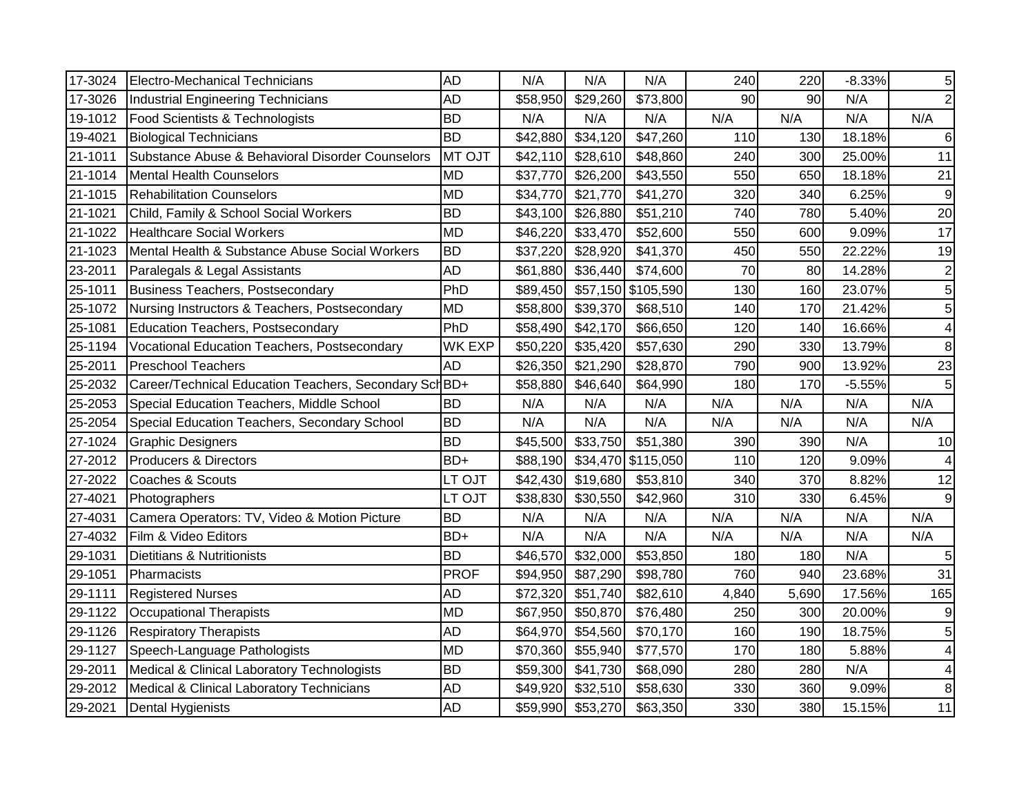| 17-3024 | Electro-Mechanical Technicians | AD | N/A | N/A | N/A | 240 | 220 | -8.33% | 5 |
|---|---|---|---|---|---|---|---|---|---|
| 17-3026 | Industrial Engineering Technicians | AD | $58,950 | $29,260 | $73,800 | 90 | 90 | N/A | 2 |
| 19-1012 | Food Scientists & Technologists | BD | N/A | N/A | N/A | N/A | N/A | N/A | N/A |
| 19-4021 | Biological Technicians | BD | $42,880 | $34,120 | $47,260 | 110 | 130 | 18.18% | 6 |
| 21-1011 | Substance Abuse & Behavioral Disorder Counselors | MT OJT | $42,110 | $28,610 | $48,860 | 240 | 300 | 25.00% | 11 |
| 21-1014 | Mental Health Counselors | MD | $37,770 | $26,200 | $43,550 | 550 | 650 | 18.18% | 21 |
| 21-1015 | Rehabilitation Counselors | MD | $34,770 | $21,770 | $41,270 | 320 | 340 | 6.25% | 9 |
| 21-1021 | Child, Family & School Social Workers | BD | $43,100 | $26,880 | $51,210 | 740 | 780 | 5.40% | 20 |
| 21-1022 | Healthcare Social Workers | MD | $46,220 | $33,470 | $52,600 | 550 | 600 | 9.09% | 17 |
| 21-1023 | Mental Health & Substance Abuse Social Workers | BD | $37,220 | $28,920 | $41,370 | 450 | 550 | 22.22% | 19 |
| 23-2011 | Paralegals & Legal Assistants | AD | $61,880 | $36,440 | $74,600 | 70 | 80 | 14.28% | 2 |
| 25-1011 | Business Teachers, Postsecondary | PhD | $89,450 | $57,150 | $105,590 | 130 | 160 | 23.07% | 5 |
| 25-1072 | Nursing Instructors & Teachers, Postsecondary | MD | $58,800 | $39,370 | $68,510 | 140 | 170 | 21.42% | 5 |
| 25-1081 | Education Teachers, Postsecondary | PhD | $58,490 | $42,170 | $66,650 | 120 | 140 | 16.66% | 4 |
| 25-1194 | Vocational Education Teachers, Postsecondary | WK EXP | $50,220 | $35,420 | $57,630 | 290 | 330 | 13.79% | 8 |
| 25-2011 | Preschool Teachers | AD | $26,350 | $21,290 | $28,870 | 790 | 900 | 13.92% | 23 |
| 25-2032 | Career/Technical Education Teachers, Secondary Sch | BD+ | $58,880 | $46,640 | $64,990 | 180 | 170 | -5.55% | 5 |
| 25-2053 | Special Education Teachers, Middle School | BD | N/A | N/A | N/A | N/A | N/A | N/A | N/A |
| 25-2054 | Special Education Teachers, Secondary School | BD | N/A | N/A | N/A | N/A | N/A | N/A | N/A |
| 27-1024 | Graphic Designers | BD | $45,500 | $33,750 | $51,380 | 390 | 390 | N/A | 10 |
| 27-2012 | Producers & Directors | BD+ | $88,190 | $34,470 | $115,050 | 110 | 120 | 9.09% | 4 |
| 27-2022 | Coaches & Scouts | LT OJT | $42,430 | $19,680 | $53,810 | 340 | 370 | 8.82% | 12 |
| 27-4021 | Photographers | LT OJT | $38,830 | $30,550 | $42,960 | 310 | 330 | 6.45% | 9 |
| 27-4031 | Camera Operators: TV, Video & Motion Picture | BD | N/A | N/A | N/A | N/A | N/A | N/A | N/A |
| 27-4032 | Film & Video Editors | BD+ | N/A | N/A | N/A | N/A | N/A | N/A | N/A |
| 29-1031 | Dietitians & Nutritionists | BD | $46,570 | $32,000 | $53,850 | 180 | 180 | N/A | 5 |
| 29-1051 | Pharmacists | PROF | $94,950 | $87,290 | $98,780 | 760 | 940 | 23.68% | 31 |
| 29-1111 | Registered Nurses | AD | $72,320 | $51,740 | $82,610 | 4,840 | 5,690 | 17.56% | 165 |
| 29-1122 | Occupational Therapists | MD | $67,950 | $50,870 | $76,480 | 250 | 300 | 20.00% | 9 |
| 29-1126 | Respiratory Therapists | AD | $64,970 | $54,560 | $70,170 | 160 | 190 | 18.75% | 5 |
| 29-1127 | Speech-Language Pathologists | MD | $70,360 | $55,940 | $77,570 | 170 | 180 | 5.88% | 4 |
| 29-2011 | Medical & Clinical Laboratory Technologists | BD | $59,300 | $41,730 | $68,090 | 280 | 280 | N/A | 4 |
| 29-2012 | Medical & Clinical Laboratory Technicians | AD | $49,920 | $32,510 | $58,630 | 330 | 360 | 9.09% | 8 |
| 29-2021 | Dental Hygienists | AD | $59,990 | $53,270 | $63,350 | 330 | 380 | 15.15% | 11 |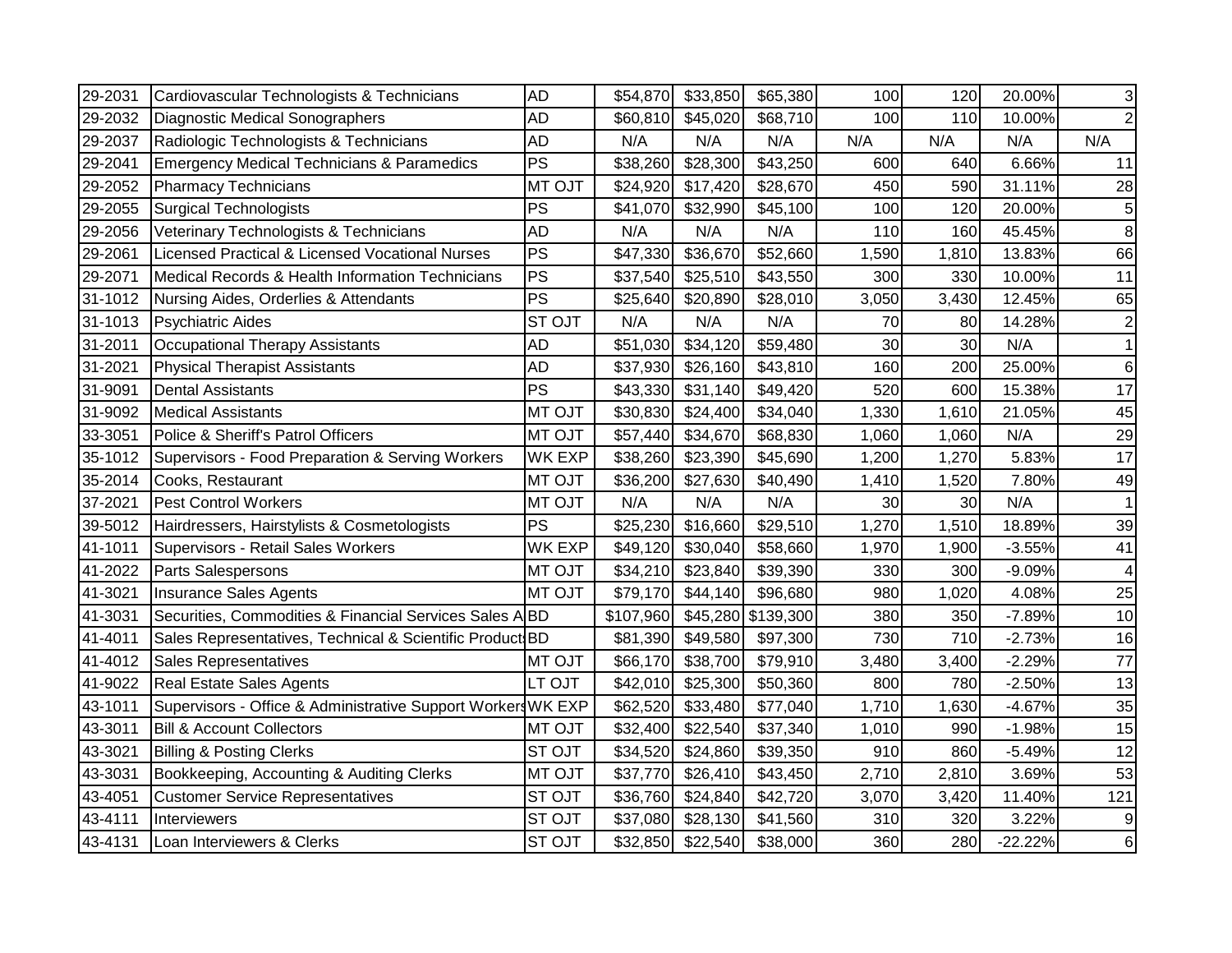| | | | | | | | | | |
|---|---|---|---|---|---|---|---|---|---|
| 29-2031 | Cardiovascular Technologists & Technicians | AD | $54,870 | $33,850 | $65,380 | 100 | 120 | 20.00% | 3 |
| 29-2032 | Diagnostic Medical Sonographers | AD | $60,810 | $45,020 | $68,710 | 100 | 110 | 10.00% | 2 |
| 29-2037 | Radiologic Technologists & Technicians | AD | N/A | N/A | N/A | N/A | N/A | N/A | N/A |
| 29-2041 | Emergency Medical Technicians & Paramedics | PS | $38,260 | $28,300 | $43,250 | 600 | 640 | 6.66% | 11 |
| 29-2052 | Pharmacy Technicians | MT OJT | $24,920 | $17,420 | $28,670 | 450 | 590 | 31.11% | 28 |
| 29-2055 | Surgical Technologists | PS | $41,070 | $32,990 | $45,100 | 100 | 120 | 20.00% | 5 |
| 29-2056 | Veterinary Technologists & Technicians | AD | N/A | N/A | N/A | 110 | 160 | 45.45% | 8 |
| 29-2061 | Licensed Practical & Licensed Vocational Nurses | PS | $47,330 | $36,670 | $52,660 | 1,590 | 1,810 | 13.83% | 66 |
| 29-2071 | Medical Records & Health Information Technicians | PS | $37,540 | $25,510 | $43,550 | 300 | 330 | 10.00% | 11 |
| 31-1012 | Nursing Aides, Orderlies & Attendants | PS | $25,640 | $20,890 | $28,010 | 3,050 | 3,430 | 12.45% | 65 |
| 31-1013 | Psychiatric Aides | ST OJT | N/A | N/A | N/A | 70 | 80 | 14.28% | 2 |
| 31-2011 | Occupational Therapy Assistants | AD | $51,030 | $34,120 | $59,480 | 30 | 30 | N/A | 1 |
| 31-2021 | Physical Therapist Assistants | AD | $37,930 | $26,160 | $43,810 | 160 | 200 | 25.00% | 6 |
| 31-9091 | Dental Assistants | PS | $43,330 | $31,140 | $49,420 | 520 | 600 | 15.38% | 17 |
| 31-9092 | Medical Assistants | MT OJT | $30,830 | $24,400 | $34,040 | 1,330 | 1,610 | 21.05% | 45 |
| 33-3051 | Police & Sheriff's Patrol Officers | MT OJT | $57,440 | $34,670 | $68,830 | 1,060 | 1,060 | N/A | 29 |
| 35-1012 | Supervisors - Food Preparation & Serving Workers | WK EXP | $38,260 | $23,390 | $45,690 | 1,200 | 1,270 | 5.83% | 17 |
| 35-2014 | Cooks, Restaurant | MT OJT | $36,200 | $27,630 | $40,490 | 1,410 | 1,520 | 7.80% | 49 |
| 37-2021 | Pest Control Workers | MT OJT | N/A | N/A | N/A | 30 | 30 | N/A | 1 |
| 39-5012 | Hairdressers, Hairstylists & Cosmetologists | PS | $25,230 | $16,660 | $29,510 | 1,270 | 1,510 | 18.89% | 39 |
| 41-1011 | Supervisors - Retail Sales Workers | WK EXP | $49,120 | $30,040 | $58,660 | 1,970 | 1,900 | -3.55% | 41 |
| 41-2022 | Parts Salespersons | MT OJT | $34,210 | $23,840 | $39,390 | 330 | 300 | -9.09% | 4 |
| 41-3021 | Insurance Sales Agents | MT OJT | $79,170 | $44,140 | $96,680 | 980 | 1,020 | 4.08% | 25 |
| 41-3031 | Securities, Commodities & Financial Services Sales A | BD | $107,960 | $45,280 | $139,300 | 380 | 350 | -7.89% | 10 |
| 41-4011 | Sales Representatives, Technical & Scientific Product | BD | $81,390 | $49,580 | $97,300 | 730 | 710 | -2.73% | 16 |
| 41-4012 | Sales Representatives | MT OJT | $66,170 | $38,700 | $79,910 | 3,480 | 3,400 | -2.29% | 77 |
| 41-9022 | Real Estate Sales Agents | LT OJT | $42,010 | $25,300 | $50,360 | 800 | 780 | -2.50% | 13 |
| 43-1011 | Supervisors - Office & Administrative Support Workers | WK EXP | $62,520 | $33,480 | $77,040 | 1,710 | 1,630 | -4.67% | 35 |
| 43-3011 | Bill & Account Collectors | MT OJT | $32,400 | $22,540 | $37,340 | 1,010 | 990 | -1.98% | 15 |
| 43-3021 | Billing & Posting Clerks | ST OJT | $34,520 | $24,860 | $39,350 | 910 | 860 | -5.49% | 12 |
| 43-3031 | Bookkeeping, Accounting & Auditing Clerks | MT OJT | $37,770 | $26,410 | $43,450 | 2,710 | 2,810 | 3.69% | 53 |
| 43-4051 | Customer Service Representatives | ST OJT | $36,760 | $24,840 | $42,720 | 3,070 | 3,420 | 11.40% | 121 |
| 43-4111 | Interviewers | ST OJT | $37,080 | $28,130 | $41,560 | 310 | 320 | 3.22% | 9 |
| 43-4131 | Loan Interviewers & Clerks | ST OJT | $32,850 | $22,540 | $38,000 | 360 | 280 | -22.22% | 6 |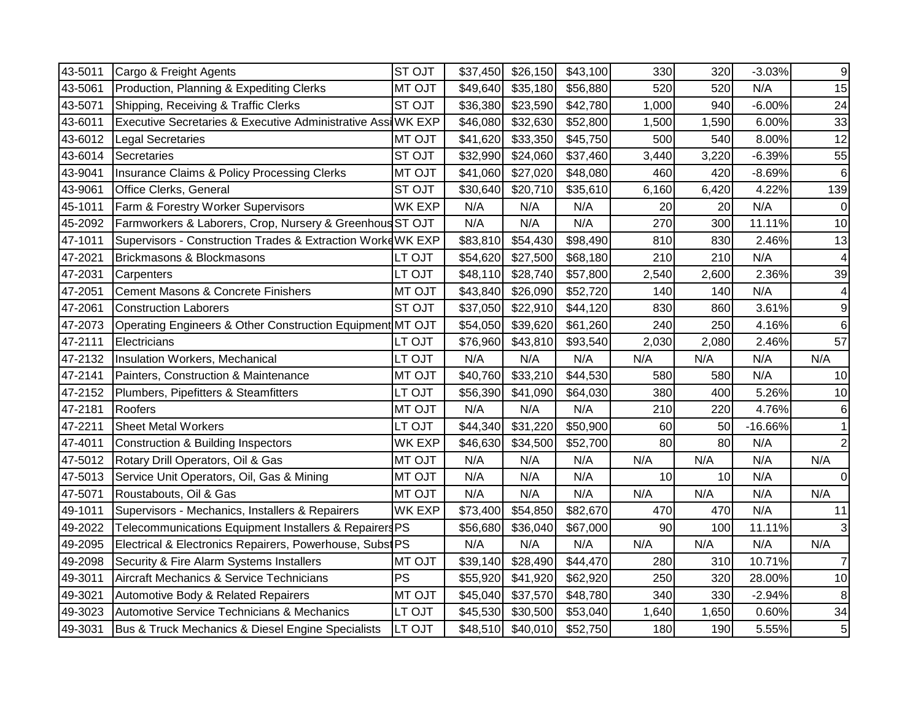| 43-5011 | Cargo & Freight Agents | ST OJT | $37,450 | $26,150 | $43,100 | 330 | 320 | -3.03% | 9 |
|---|---|---|---|---|---|---|---|---|---|
| 43-5061 | Production, Planning & Expediting Clerks | MT OJT | $49,640 | $35,180 | $56,880 | 520 | 520 | N/A | 15 |
| 43-5071 | Shipping, Receiving & Traffic Clerks | ST OJT | $36,380 | $23,590 | $42,780 | 1,000 | 940 | -6.00% | 24 |
| 43-6011 | Executive Secretaries & Executive Administrative Assi | WK EXP | $46,080 | $32,630 | $52,800 | 1,500 | 1,590 | 6.00% | 33 |
| 43-6012 | Legal Secretaries | MT OJT | $41,620 | $33,350 | $45,750 | 500 | 540 | 8.00% | 12 |
| 43-6014 | Secretaries | ST OJT | $32,990 | $24,060 | $37,460 | 3,440 | 3,220 | -6.39% | 55 |
| 43-9041 | Insurance Claims & Policy Processing Clerks | MT OJT | $41,060 | $27,020 | $48,080 | 460 | 420 | -8.69% | 6 |
| 43-9061 | Office Clerks, General | ST OJT | $30,640 | $20,710 | $35,610 | 6,160 | 6,420 | 4.22% | 139 |
| 45-1011 | Farm & Forestry Worker Supervisors | WK EXP | N/A | N/A | N/A | 20 | 20 | N/A | 0 |
| 45-2092 | Farmworkers & Laborers, Crop, Nursery & Greenhous | ST OJT | N/A | N/A | N/A | 270 | 300 | 11.11% | 10 |
| 47-1011 | Supervisors - Construction Trades & Extraction Worke | WK EXP | $83,810 | $54,430 | $98,490 | 810 | 830 | 2.46% | 13 |
| 47-2021 | Brickmasons & Blockmasons | LT OJT | $54,620 | $27,500 | $68,180 | 210 | 210 | N/A | 4 |
| 47-2031 | Carpenters | LT OJT | $48,110 | $28,740 | $57,800 | 2,540 | 2,600 | 2.36% | 39 |
| 47-2051 | Cement Masons & Concrete Finishers | MT OJT | $43,840 | $26,090 | $52,720 | 140 | 140 | N/A | 4 |
| 47-2061 | Construction Laborers | ST OJT | $37,050 | $22,910 | $44,120 | 830 | 860 | 3.61% | 9 |
| 47-2073 | Operating Engineers & Other Construction Equipment | MT OJT | $54,050 | $39,620 | $61,260 | 240 | 250 | 4.16% | 6 |
| 47-2111 | Electricians | LT OJT | $76,960 | $43,810 | $93,540 | 2,030 | 2,080 | 2.46% | 57 |
| 47-2132 | Insulation Workers, Mechanical | LT OJT | N/A | N/A | N/A | N/A | N/A | N/A | N/A |
| 47-2141 | Painters, Construction & Maintenance | MT OJT | $40,760 | $33,210 | $44,530 | 580 | 580 | N/A | 10 |
| 47-2152 | Plumbers, Pipefitters & Steamfitters | LT OJT | $56,390 | $41,090 | $64,030 | 380 | 400 | 5.26% | 10 |
| 47-2181 | Roofers | MT OJT | N/A | N/A | N/A | 210 | 220 | 4.76% | 6 |
| 47-2211 | Sheet Metal Workers | LT OJT | $44,340 | $31,220 | $50,900 | 60 | 50 | -16.66% | 1 |
| 47-4011 | Construction & Building Inspectors | WK EXP | $46,630 | $34,500 | $52,700 | 80 | 80 | N/A | 2 |
| 47-5012 | Rotary Drill Operators, Oil & Gas | MT OJT | N/A | N/A | N/A | N/A | N/A | N/A | N/A |
| 47-5013 | Service Unit Operators, Oil, Gas & Mining | MT OJT | N/A | N/A | N/A | 10 | 10 | N/A | 0 |
| 47-5071 | Roustabouts, Oil & Gas | MT OJT | N/A | N/A | N/A | N/A | N/A | N/A | N/A |
| 49-1011 | Supervisors - Mechanics, Installers & Repairers | WK EXP | $73,400 | $54,850 | $82,670 | 470 | 470 | N/A | 11 |
| 49-2022 | Telecommunications Equipment Installers & Repairers | PS | $56,680 | $36,040 | $67,000 | 90 | 100 | 11.11% | 3 |
| 49-2095 | Electrical & Electronics Repairers, Powerhouse, Subst | PS | N/A | N/A | N/A | N/A | N/A | N/A | N/A |
| 49-2098 | Security & Fire Alarm Systems Installers | MT OJT | $39,140 | $28,490 | $44,470 | 280 | 310 | 10.71% | 7 |
| 49-3011 | Aircraft Mechanics & Service Technicians | PS | $55,920 | $41,920 | $62,920 | 250 | 320 | 28.00% | 10 |
| 49-3021 | Automotive Body & Related Repairers | MT OJT | $45,040 | $37,570 | $48,780 | 340 | 330 | -2.94% | 8 |
| 49-3023 | Automotive Service Technicians & Mechanics | LT OJT | $45,530 | $30,500 | $53,040 | 1,640 | 1,650 | 0.60% | 34 |
| 49-3031 | Bus & Truck Mechanics & Diesel Engine Specialists | LT OJT | $48,510 | $40,010 | $52,750 | 180 | 190 | 5.55% | 5 |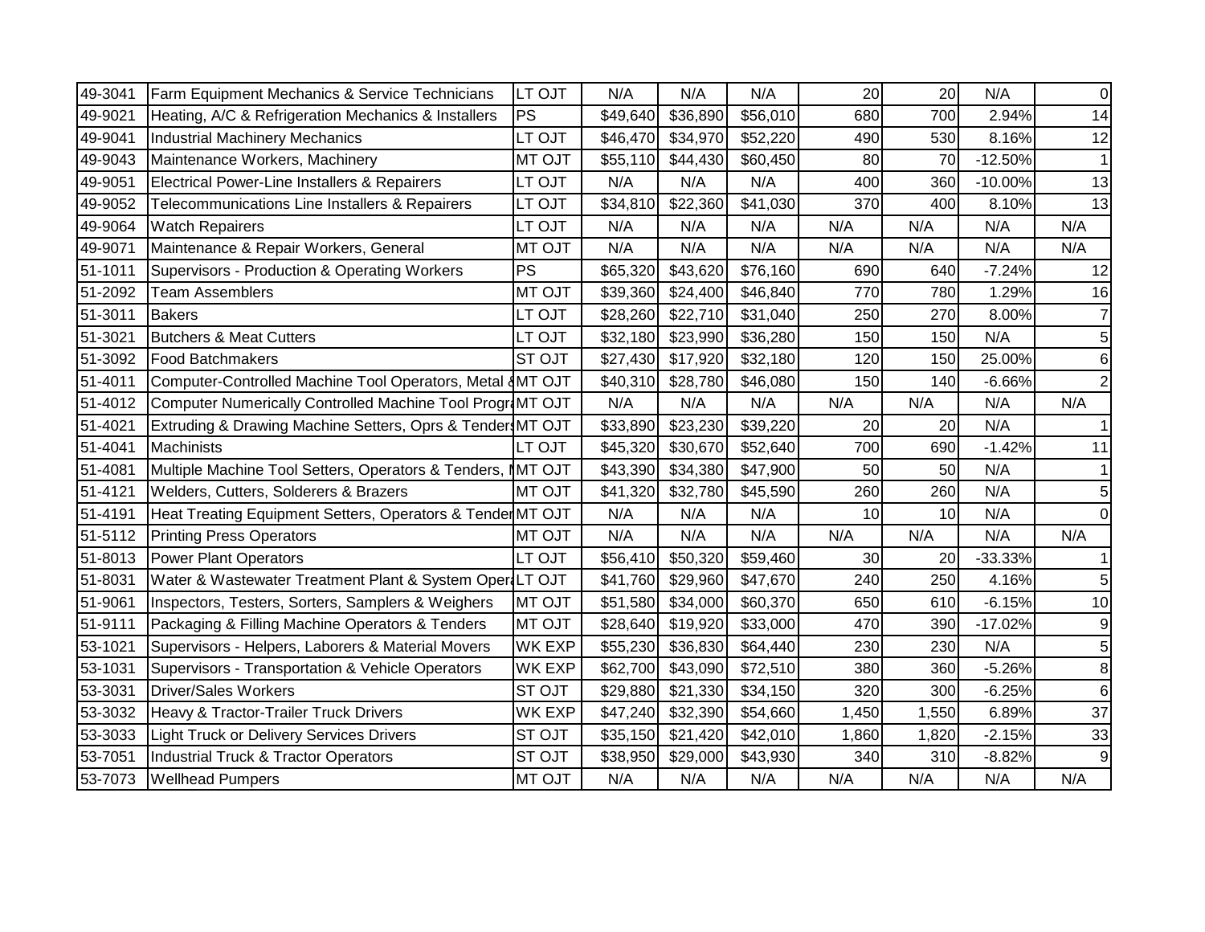| | | | | | | | | | |
|---|---|---|---|---|---|---|---|---|---|
| 49-3041 | Farm Equipment Mechanics & Service Technicians | LT OJT | N/A | N/A | N/A | 20 | 20 | N/A | 0 |
| 49-9021 | Heating, A/C & Refrigeration Mechanics & Installers | PS | $49,640 | $36,890 | $56,010 | 680 | 700 | 2.94% | 14 |
| 49-9041 | Industrial Machinery Mechanics | LT OJT | $46,470 | $34,970 | $52,220 | 490 | 530 | 8.16% | 12 |
| 49-9043 | Maintenance Workers, Machinery | MT OJT | $55,110 | $44,430 | $60,450 | 80 | 70 | -12.50% | 1 |
| 49-9051 | Electrical Power-Line Installers & Repairers | LT OJT | N/A | N/A | N/A | 400 | 360 | -10.00% | 13 |
| 49-9052 | Telecommunications Line Installers & Repairers | LT OJT | $34,810 | $22,360 | $41,030 | 370 | 400 | 8.10% | 13 |
| 49-9064 | Watch Repairers | LT OJT | N/A | N/A | N/A | N/A | N/A | N/A | N/A |
| 49-9071 | Maintenance & Repair Workers, General | MT OJT | N/A | N/A | N/A | N/A | N/A | N/A | N/A |
| 51-1011 | Supervisors - Production & Operating Workers | PS | $65,320 | $43,620 | $76,160 | 690 | 640 | -7.24% | 12 |
| 51-2092 | Team Assemblers | MT OJT | $39,360 | $24,400 | $46,840 | 770 | 780 | 1.29% | 16 |
| 51-3011 | Bakers | LT OJT | $28,260 | $22,710 | $31,040 | 250 | 270 | 8.00% | 7 |
| 51-3021 | Butchers & Meat Cutters | LT OJT | $32,180 | $23,990 | $36,280 | 150 | 150 | N/A | 5 |
| 51-3092 | Food Batchmakers | ST OJT | $27,430 | $17,920 | $32,180 | 120 | 150 | 25.00% | 6 |
| 51-4011 | Computer-Controlled Machine Tool Operators, Metal & | MT OJT | $40,310 | $28,780 | $46,080 | 150 | 140 | -6.66% | 2 |
| 51-4012 | Computer Numerically Controlled Machine Tool Progra | MT OJT | N/A | N/A | N/A | N/A | N/A | N/A | N/A |
| 51-4021 | Extruding & Drawing Machine Setters, Oprs & Tenders | MT OJT | $33,890 | $23,230 | $39,220 | 20 | 20 | N/A | 1 |
| 51-4041 | Machinists | LT OJT | $45,320 | $30,670 | $52,640 | 700 | 690 | -1.42% | 11 |
| 51-4081 | Multiple Machine Tool Setters, Operators & Tenders, M | MT OJT | $43,390 | $34,380 | $47,900 | 50 | 50 | N/A | 1 |
| 51-4121 | Welders, Cutters, Solderers & Brazers | MT OJT | $41,320 | $32,780 | $45,590 | 260 | 260 | N/A | 5 |
| 51-4191 | Heat Treating Equipment Setters, Operators & Tender | MT OJT | N/A | N/A | N/A | 10 | 10 | N/A | 0 |
| 51-5112 | Printing Press Operators | MT OJT | N/A | N/A | N/A | N/A | N/A | N/A | N/A |
| 51-8013 | Power Plant Operators | LT OJT | $56,410 | $50,320 | $59,460 | 30 | 20 | -33.33% | 1 |
| 51-8031 | Water & Wastewater Treatment Plant & System Opera | LT OJT | $41,760 | $29,960 | $47,670 | 240 | 250 | 4.16% | 5 |
| 51-9061 | Inspectors, Testers, Sorters, Samplers & Weighers | MT OJT | $51,580 | $34,000 | $60,370 | 650 | 610 | -6.15% | 10 |
| 51-9111 | Packaging & Filling Machine Operators & Tenders | MT OJT | $28,640 | $19,920 | $33,000 | 470 | 390 | -17.02% | 9 |
| 53-1021 | Supervisors - Helpers, Laborers & Material Movers | WK EXP | $55,230 | $36,830 | $64,440 | 230 | 230 | N/A | 5 |
| 53-1031 | Supervisors - Transportation & Vehicle Operators | WK EXP | $62,700 | $43,090 | $72,510 | 380 | 360 | -5.26% | 8 |
| 53-3031 | Driver/Sales Workers | ST OJT | $29,880 | $21,330 | $34,150 | 320 | 300 | -6.25% | 6 |
| 53-3032 | Heavy & Tractor-Trailer Truck Drivers | WK EXP | $47,240 | $32,390 | $54,660 | 1,450 | 1,550 | 6.89% | 37 |
| 53-3033 | Light Truck or Delivery Services Drivers | ST OJT | $35,150 | $21,420 | $42,010 | 1,860 | 1,820 | -2.15% | 33 |
| 53-7051 | Industrial Truck & Tractor Operators | ST OJT | $38,950 | $29,000 | $43,930 | 340 | 310 | -8.82% | 9 |
| 53-7073 | Wellhead Pumpers | MT OJT | N/A | N/A | N/A | N/A | N/A | N/A | N/A |